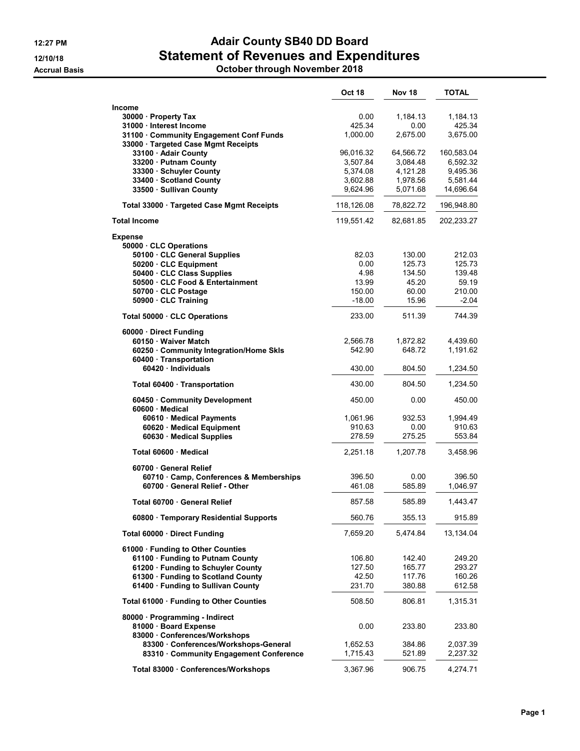# Adair County SB40 DD Board

## Statement of Revenues and Expenditures

### October through November 2018

12:27 PM
12/10/18
Accrual Basis

| | Oct 18 | Nov 18 | TOTAL |
|---|---|---|---|
| **Income** | | | |
| 30000 · Property Tax | 0.00 | 1,184.13 | 1,184.13 |
| 31000 · Interest Income | 425.34 | 0.00 | 425.34 |
| 31100 · Community Engagement Conf Funds | 1,000.00 | 2,675.00 | 3,675.00 |
| 33000 · Targeted Case Mgmt Receipts | | | |
| 33100 · Adair County | 96,016.32 | 64,566.72 | 160,583.04 |
| 33200 · Putnam County | 3,507.84 | 3,084.48 | 6,592.32 |
| 33300 · Schuyler County | 5,374.08 | 4,121.28 | 9,495.36 |
| 33400 · Scotland County | 3,602.88 | 1,978.56 | 5,581.44 |
| 33500 · Sullivan County | 9,624.96 | 5,071.68 | 14,696.64 |
| Total 33000 · Targeted Case Mgmt Receipts | 118,126.08 | 78,822.72 | 196,948.80 |
| **Total Income** | 119,551.42 | 82,681.85 | 202,233.27 |
| **Expense** | | | |
| 50000 · CLC Operations | | | |
| 50100 · CLC General Supplies | 82.03 | 130.00 | 212.03 |
| 50200 · CLC Equipment | 0.00 | 125.73 | 125.73 |
| 50400 · CLC Class Supplies | 4.98 | 134.50 | 139.48 |
| 50500 · CLC Food & Entertainment | 13.99 | 45.20 | 59.19 |
| 50700 · CLC Postage | 150.00 | 60.00 | 210.00 |
| 50900 · CLC Training | -18.00 | 15.96 | -2.04 |
| Total 50000 · CLC Operations | 233.00 | 511.39 | 744.39 |
| 60000 · Direct Funding | | | |
| 60150 · Waiver Match | 2,566.78 | 1,872.82 | 4,439.60 |
| 60250 · Community Integration/Home Skls | 542.90 | 648.72 | 1,191.62 |
| 60400 · Transportation | | | |
| 60420 · Individuals | 430.00 | 804.50 | 1,234.50 |
| Total 60400 · Transportation | 430.00 | 804.50 | 1,234.50 |
| 60450 · Community Development | 450.00 | 0.00 | 450.00 |
| 60600 · Medical | | | |
| 60610 · Medical Payments | 1,061.96 | 932.53 | 1,994.49 |
| 60620 · Medical Equipment | 910.63 | 0.00 | 910.63 |
| 60630 · Medical Supplies | 278.59 | 275.25 | 553.84 |
| Total 60600 · Medical | 2,251.18 | 1,207.78 | 3,458.96 |
| 60700 · General Relief | | | |
| 60710 · Camp, Conferences & Memberships | 396.50 | 0.00 | 396.50 |
| 60700 · General Relief - Other | 461.08 | 585.89 | 1,046.97 |
| Total 60700 · General Relief | 857.58 | 585.89 | 1,443.47 |
| 60800 · Temporary Residential Supports | 560.76 | 355.13 | 915.89 |
| Total 60000 · Direct Funding | 7,659.20 | 5,474.84 | 13,134.04 |
| 61000 · Funding to Other Counties | | | |
| 61100 · Funding to Putnam County | 106.80 | 142.40 | 249.20 |
| 61200 · Funding to Schuyler County | 127.50 | 165.77 | 293.27 |
| 61300 · Funding to Scotland County | 42.50 | 117.76 | 160.26 |
| 61400 · Funding to Sullivan County | 231.70 | 380.88 | 612.58 |
| Total 61000 · Funding to Other Counties | 508.50 | 806.81 | 1,315.31 |
| 80000 · Programming - Indirect | | | |
| 81000 · Board Expense | 0.00 | 233.80 | 233.80 |
| 83000 · Conferences/Workshops | | | |
| 83300 · Conferences/Workshops-General | 1,652.53 | 384.86 | 2,037.39 |
| 83310 · Community Engagement Conference | 1,715.43 | 521.89 | 2,237.32 |
| Total 83000 · Conferences/Workshops | 3,367.96 | 906.75 | 4,274.71 |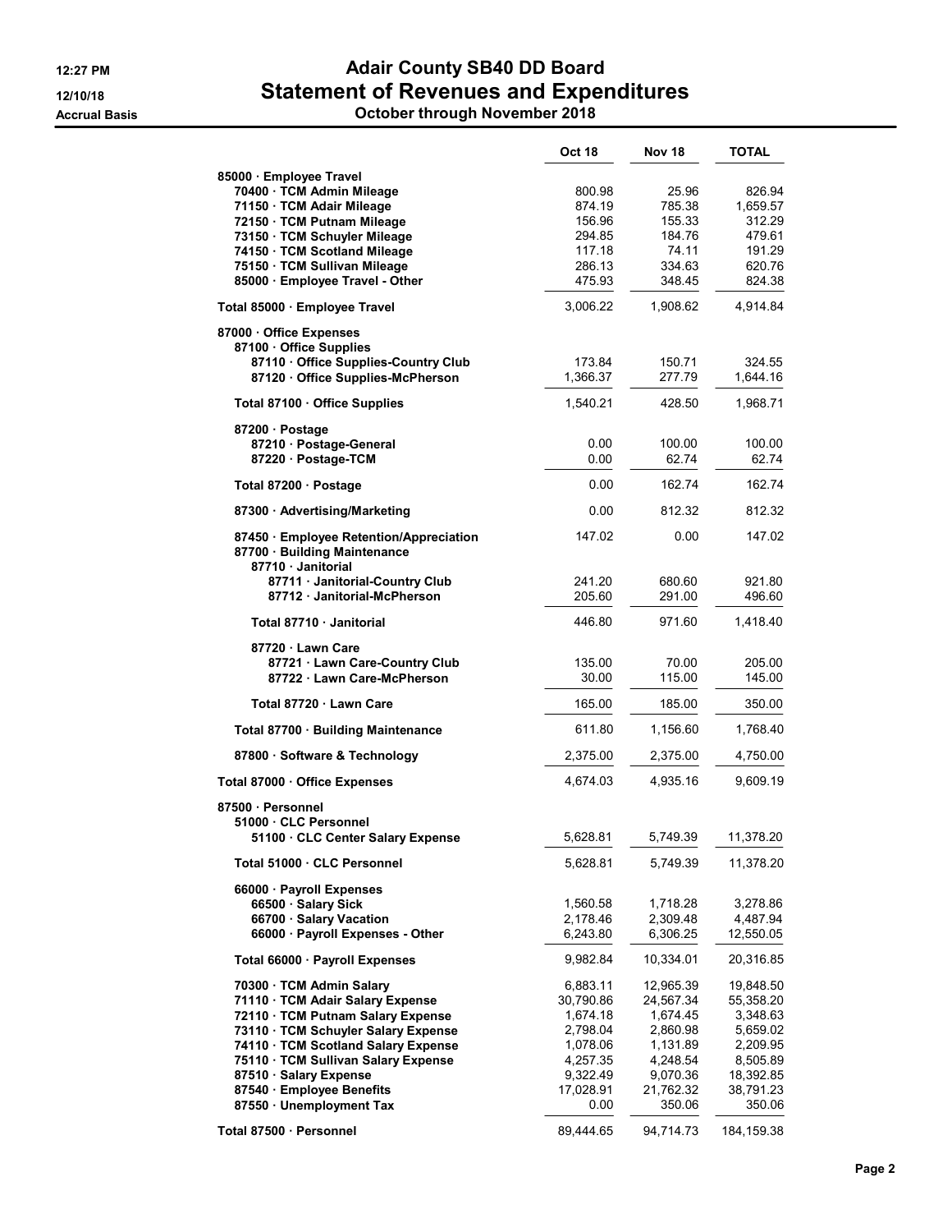# Adair County SB40 DD Board
## Statement of Revenues and Expenditures
### October through November 2018

12:27 PM
12/10/18
Accrual Basis

| | Oct 18 | Nov 18 | TOTAL |
|---|---|---|---|
| 85000 · Employee Travel | | | |
| 70400 · TCM Admin Mileage | 800.98 | 25.96 | 826.94 |
| 71150 · TCM Adair Mileage | 874.19 | 785.38 | 1,659.57 |
| 72150 · TCM Putnam Mileage | 156.96 | 155.33 | 312.29 |
| 73150 · TCM Schuyler Mileage | 294.85 | 184.76 | 479.61 |
| 74150 · TCM Scotland Mileage | 117.18 | 74.11 | 191.29 |
| 75150 · TCM Sullivan Mileage | 286.13 | 334.63 | 620.76 |
| 85000 · Employee Travel - Other | 475.93 | 348.45 | 824.38 |
| **Total 85000 · Employee Travel** | 3,006.22 | 1,908.62 | 4,914.84 |
| 87000 · Office Expenses | | | |
| 87100 · Office Supplies | | | |
| 87110 · Office Supplies-Country Club | 173.84 | 150.71 | 324.55 |
| 87120 · Office Supplies-McPherson | 1,366.37 | 277.79 | 1,644.16 |
| **Total 87100 · Office Supplies** | 1,540.21 | 428.50 | 1,968.71 |
| 87200 · Postage | | | |
| 87210 · Postage-General | 0.00 | 100.00 | 100.00 |
| 87220 · Postage-TCM | 0.00 | 62.74 | 62.74 |
| **Total 87200 · Postage** | 0.00 | 162.74 | 162.74 |
| 87300 · Advertising/Marketing | 0.00 | 812.32 | 812.32 |
| 87450 · Employee Retention/Appreciation | 147.02 | 0.00 | 147.02 |
| 87700 · Building Maintenance | | | |
| 87710 · Janitorial | | | |
| 87711 · Janitorial-Country Club | 241.20 | 680.60 | 921.80 |
| 87712 · Janitorial-McPherson | 205.60 | 291.00 | 496.60 |
| **Total 87710 · Janitorial** | 446.80 | 971.60 | 1,418.40 |
| 87720 · Lawn Care | | | |
| 87721 · Lawn Care-Country Club | 135.00 | 70.00 | 205.00 |
| 87722 · Lawn Care-McPherson | 30.00 | 115.00 | 145.00 |
| **Total 87720 · Lawn Care** | 165.00 | 185.00 | 350.00 |
| **Total 87700 · Building Maintenance** | 611.80 | 1,156.60 | 1,768.40 |
| 87800 · Software & Technology | 2,375.00 | 2,375.00 | 4,750.00 |
| **Total 87000 · Office Expenses** | 4,674.03 | 4,935.16 | 9,609.19 |
| 87500 · Personnel | | | |
| 51000 · CLC Personnel | | | |
| 51100 · CLC Center Salary Expense | 5,628.81 | 5,749.39 | 11,378.20 |
| **Total 51000 · CLC Personnel** | 5,628.81 | 5,749.39 | 11,378.20 |
| 66000 · Payroll Expenses | | | |
| 66500 · Salary Sick | 1,560.58 | 1,718.28 | 3,278.86 |
| 66700 · Salary Vacation | 2,178.46 | 2,309.48 | 4,487.94 |
| 66000 · Payroll Expenses - Other | 6,243.80 | 6,306.25 | 12,550.05 |
| **Total 66000 · Payroll Expenses** | 9,982.84 | 10,334.01 | 20,316.85 |
| 70300 · TCM Admin Salary | 6,883.11 | 12,965.39 | 19,848.50 |
| 71110 · TCM Adair Salary Expense | 30,790.86 | 24,567.34 | 55,358.20 |
| 72110 · TCM Putnam Salary Expense | 1,674.18 | 1,674.45 | 3,348.63 |
| 73110 · TCM Schuyler Salary Expense | 2,798.04 | 2,860.98 | 5,659.02 |
| 74110 · TCM Scotland Salary Expense | 1,078.06 | 1,131.89 | 2,209.95 |
| 75110 · TCM Sullivan Salary Expense | 4,257.35 | 4,248.54 | 8,505.89 |
| 87510 · Salary Expense | 9,322.49 | 9,070.36 | 18,392.85 |
| 87540 · Employee Benefits | 17,028.91 | 21,762.32 | 38,791.23 |
| 87550 · Unemployment Tax | 0.00 | 350.06 | 350.06 |
| **Total 87500 · Personnel** | 89,444.65 | 94,714.73 | 184,159.38 |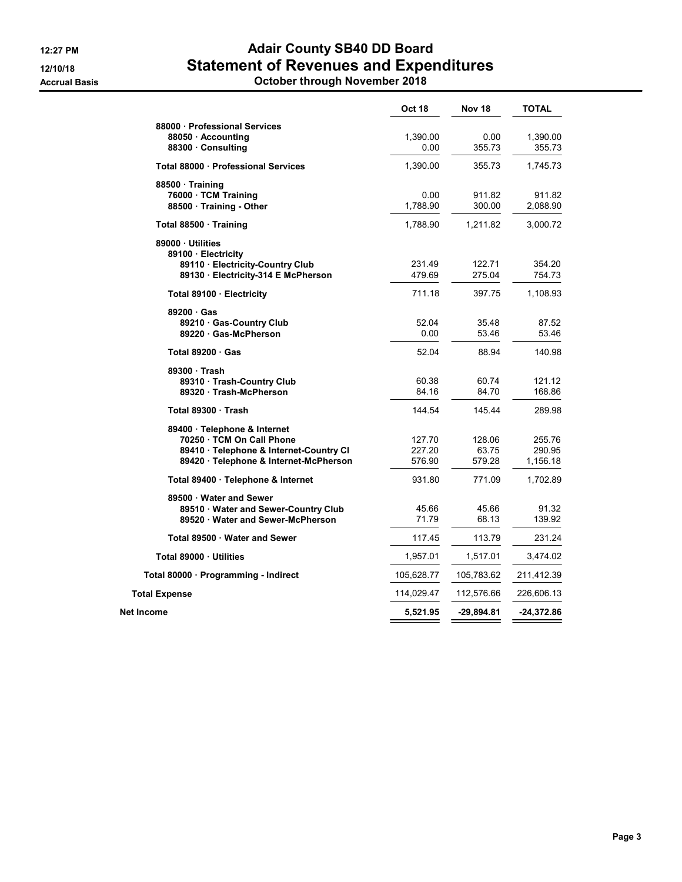# Adair County SB40 DD Board

## Statement of Revenues and Expenditures

### October through November 2018

12:27 PM

12/10/18

Accrual Basis

| | Oct 18 | Nov 18 | TOTAL |
|---|---|---|---|
| 88000 · Professional Services | | | |
| 88050 · Accounting | 1,390.00 | 0.00 | 1,390.00 |
| 88300 · Consulting | 0.00 | 355.73 | 355.73 |
| Total 88000 · Professional Services | 1,390.00 | 355.73 | 1,745.73 |
| 88500 · Training | | | |
| 76000 · TCM Training | 0.00 | 911.82 | 911.82 |
| 88500 · Training - Other | 1,788.90 | 300.00 | 2,088.90 |
| Total 88500 · Training | 1,788.90 | 1,211.82 | 3,000.72 |
| 89000 · Utilities | | | |
| 89100 · Electricity | | | |
| 89110 · Electricity-Country Club | 231.49 | 122.71 | 354.20 |
| 89130 · Electricity-314 E McPherson | 479.69 | 275.04 | 754.73 |
| Total 89100 · Electricity | 711.18 | 397.75 | 1,108.93 |
| 89200 · Gas | | | |
| 89210 · Gas-Country Club | 52.04 | 35.48 | 87.52 |
| 89220 · Gas-McPherson | 0.00 | 53.46 | 53.46 |
| Total 89200 · Gas | 52.04 | 88.94 | 140.98 |
| 89300 · Trash | | | |
| 89310 · Trash-Country Club | 60.38 | 60.74 | 121.12 |
| 89320 · Trash-McPherson | 84.16 | 84.70 | 168.86 |
| Total 89300 · Trash | 144.54 | 145.44 | 289.98 |
| 89400 · Telephone & Internet | | | |
| 70250 · TCM On Call Phone | 127.70 | 128.06 | 255.76 |
| 89410 · Telephone & Internet-Country Cl | 227.20 | 63.75 | 290.95 |
| 89420 · Telephone & Internet-McPherson | 576.90 | 579.28 | 1,156.18 |
| Total 89400 · Telephone & Internet | 931.80 | 771.09 | 1,702.89 |
| 89500 · Water and Sewer | | | |
| 89510 · Water and Sewer-Country Club | 45.66 | 45.66 | 91.32 |
| 89520 · Water and Sewer-McPherson | 71.79 | 68.13 | 139.92 |
| Total 89500 · Water and Sewer | 117.45 | 113.79 | 231.24 |
| Total 89000 · Utilities | 1,957.01 | 1,517.01 | 3,474.02 |
| Total 80000 · Programming - Indirect | 105,628.77 | 105,783.62 | 211,412.39 |
| Total Expense | 114,029.47 | 112,576.66 | 226,606.13 |
| Net Income | 5,521.95 | -29,894.81 | -24,372.86 |